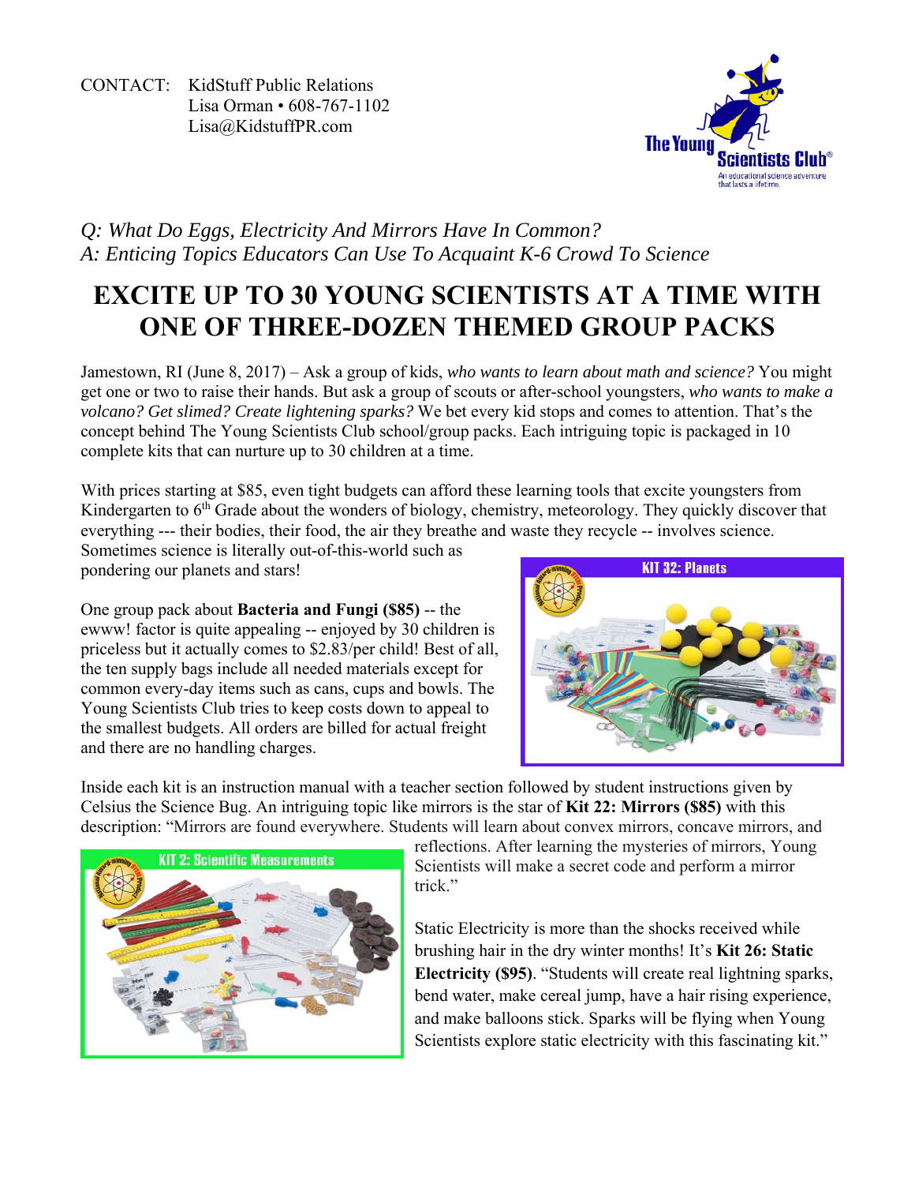CONTACT: KidStuff Public Relations
Lisa Orman • 608-767-1102
Lisa@KidstuffPR.com

The Young Scientists Club®
An educational science adventure that lasts a lifetime.

*Q: What Do Eggs, Electricity And Mirrors Have In Common?*
*A: Enticing Topics Educators Can Use To Acquaint K-6 Crowd To Science*

# EXCITE UP TO 30 YOUNG SCIENTISTS AT A TIME WITH ONE OF THREE-DOZEN THEMED GROUP PACKS

Jamestown, RI (June 8, 2017) – Ask a group of kids, *who wants to learn about math and science?* You might get one or two to raise their hands. But ask a group of scouts or after-school youngsters, *who wants to make a volcano? Get slimed? Create lightening sparks?* We bet every kid stops and comes to attention. That's the concept behind The Young Scientists Club school/group packs. Each intriguing topic is packaged in 10 complete kits that can nurture up to 30 children at a time.

With prices starting at $85, even tight budgets can afford these learning tools that excite youngsters from Kindergarten to 6th Grade about the wonders of biology, chemistry, meteorology. They quickly discover that everything --- their bodies, their food, the air they breathe and waste they recycle -- involves science. Sometimes science is literally out-of-this-world such as pondering our planets and stars!

KIT 32: Planets

One group pack about **Bacteria and Fungi ($85)** -- the ewww! factor is quite appealing -- enjoyed by 30 children is priceless but it actually comes to $2.83/per child! Best of all, the ten supply bags include all needed materials except for common every-day items such as cans, cups and bowls. The Young Scientists Club tries to keep costs down to appeal to the smallest budgets. All orders are billed for actual freight and there are no handling charges.

Inside each kit is an instruction manual with a teacher section followed by student instructions given by Celsius the Science Bug. An intriguing topic like mirrors is the star of **Kit 22: Mirrors ($85)** with this description: "Mirrors are found everywhere. Students will learn about convex mirrors, concave mirrors, and reflections. After learning the mysteries of mirrors, Young Scientists will make a secret code and perform a mirror trick."

KIT 2: Scientific Measurements

Static Electricity is more than the shocks received while brushing hair in the dry winter months! It's **Kit 26: Static Electricity ($95)**. "Students will create real lightning sparks, bend water, make cereal jump, have a hair rising experience, and make balloons stick. Sparks will be flying when Young Scientists explore static electricity with this fascinating kit."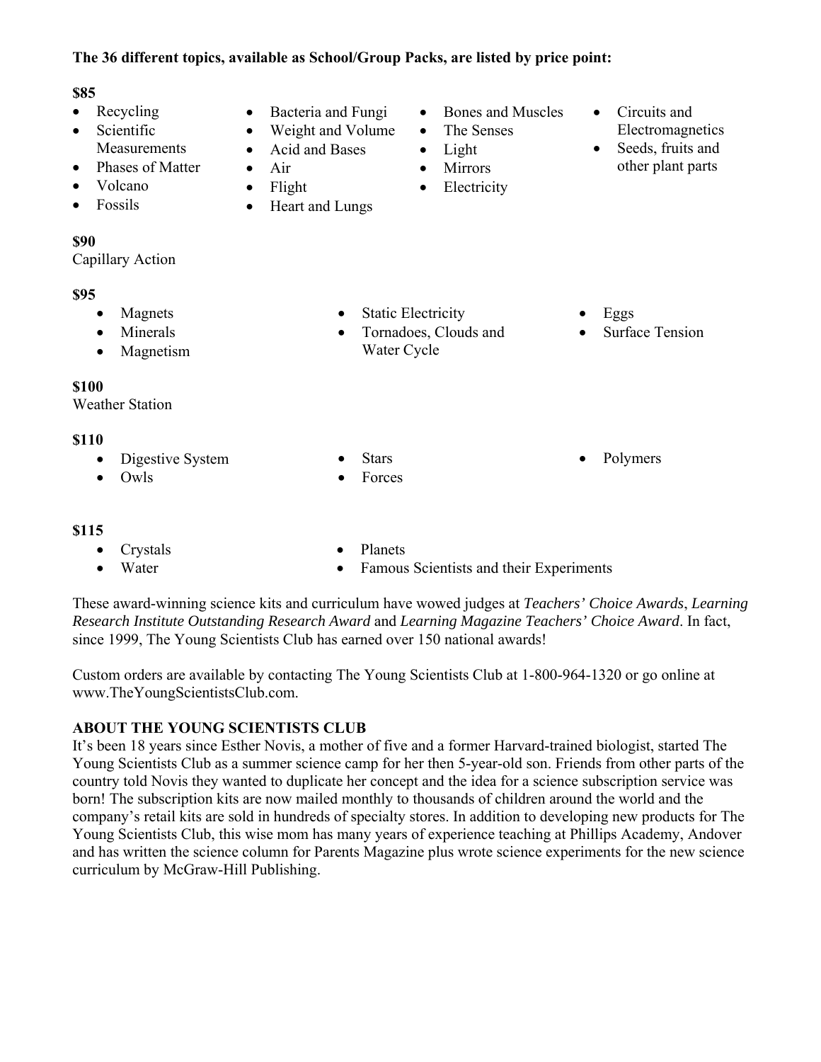**The 36 different topics, available as School/Group Packs, are listed by price point:**

**$85**

- Recycling
- Scientific Measurements
- Phases of Matter
- Volcano
- Fossils
- Bacteria and Fungi
- Weight and Volume
- Acid and Bases
- Air
- Flight
- Heart and Lungs
- Bones and Muscles
- The Senses
- Light
- Mirrors
- Electricity
- Circuits and Electromagnetics
- Seeds, fruits and other plant parts

**$90**

Capillary Action

**$95**

- Magnets
- Minerals
- Magnetism
- Static Electricity
- Tornadoes, Clouds and Water Cycle
- Eggs
- Surface Tension

**$100**

Weather Station

**$110**

- Digestive System
- Owls
- Stars
- Forces
- Polymers

**$115**

- Crystals
- Water
- Planets
- Famous Scientists and their Experiments

These award-winning science kits and curriculum have wowed judges at *Teachers' Choice Awards*, *Learning Research Institute Outstanding Research Award* and *Learning Magazine Teachers' Choice Award*. In fact, since 1999, The Young Scientists Club has earned over 150 national awards!

Custom orders are available by contacting The Young Scientists Club at 1-800-964-1320 or go online at www.TheYoungScientistsClub.com.

**ABOUT THE YOUNG SCIENTISTS CLUB**

It's been 18 years since Esther Novis, a mother of five and a former Harvard-trained biologist, started The Young Scientists Club as a summer science camp for her then 5-year-old son. Friends from other parts of the country told Novis they wanted to duplicate her concept and the idea for a science subscription service was born! The subscription kits are now mailed monthly to thousands of children around the world and the company's retail kits are sold in hundreds of specialty stores. In addition to developing new products for The Young Scientists Club, this wise mom has many years of experience teaching at Phillips Academy, Andover and has written the science column for Parents Magazine plus wrote science experiments for the new science curriculum by McGraw-Hill Publishing.